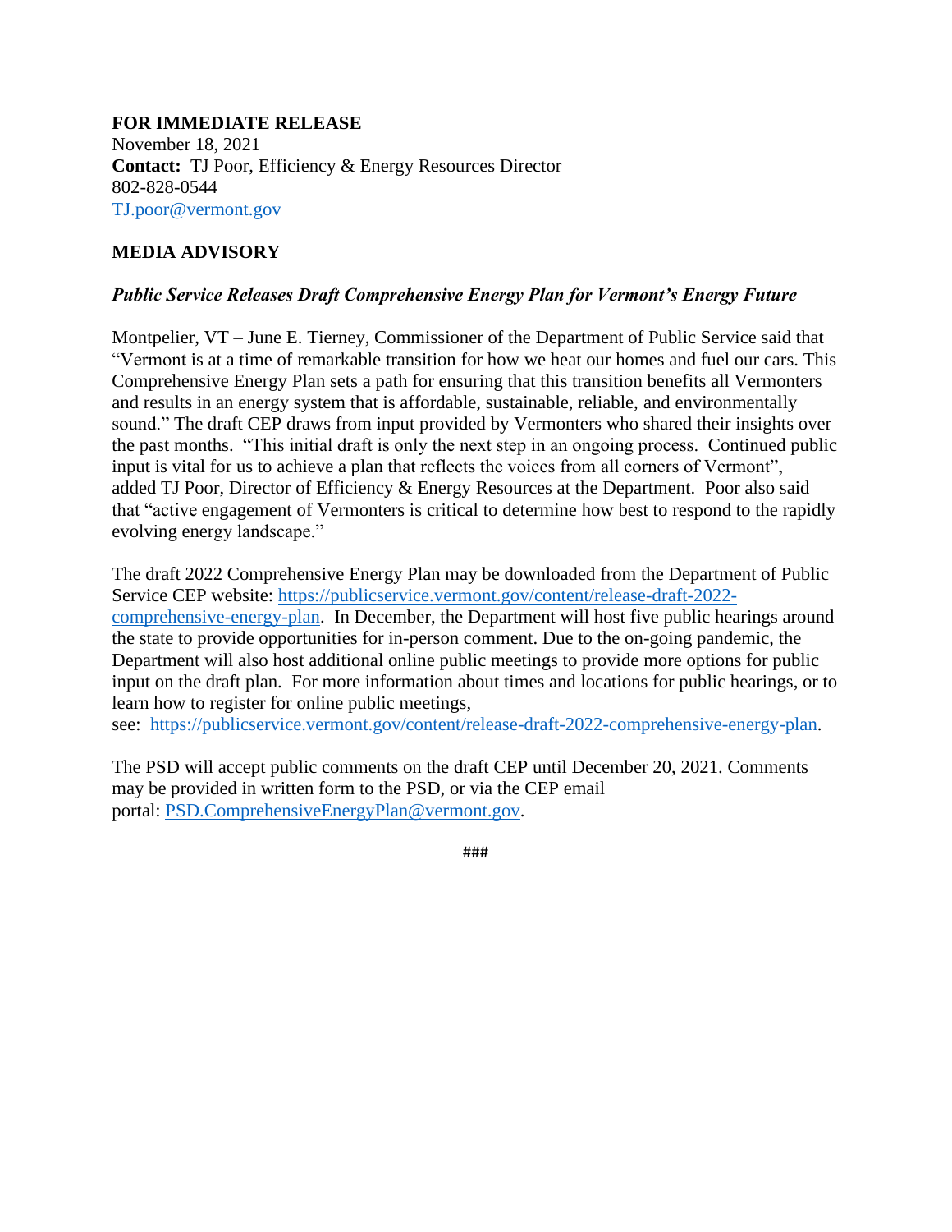**FOR IMMEDIATE RELEASE**
November 18, 2021
**Contact:** TJ Poor, Efficiency & Energy Resources Director
802-828-0544
TJ.poor@vermont.gov

## MEDIA ADVISORY

***Public Service Releases Draft Comprehensive Energy Plan for Vermont's Energy Future***

Montpelier, VT – June E. Tierney, Commissioner of the Department of Public Service said that "Vermont is at a time of remarkable transition for how we heat our homes and fuel our cars. This Comprehensive Energy Plan sets a path for ensuring that this transition benefits all Vermonters and results in an energy system that is affordable, sustainable, reliable, and environmentally sound." The draft CEP draws from input provided by Vermonters who shared their insights over the past months. "This initial draft is only the next step in an ongoing process. Continued public input is vital for us to achieve a plan that reflects the voices from all corners of Vermont", added TJ Poor, Director of Efficiency & Energy Resources at the Department. Poor also said that "active engagement of Vermonters is critical to determine how best to respond to the rapidly evolving energy landscape."

The draft 2022 Comprehensive Energy Plan may be downloaded from the Department of Public Service CEP website: https://publicservice.vermont.gov/content/release-draft-2022-comprehensive-energy-plan. In December, the Department will host five public hearings around the state to provide opportunities for in-person comment. Due to the on-going pandemic, the Department will also host additional online public meetings to provide more options for public input on the draft plan. For more information about times and locations for public hearings, or to learn how to register for online public meetings, see: https://publicservice.vermont.gov/content/release-draft-2022-comprehensive-energy-plan.

The PSD will accept public comments on the draft CEP until December 20, 2021. Comments may be provided in written form to the PSD, or via the CEP email portal: PSD.ComprehensiveEnergyPlan@vermont.gov.

###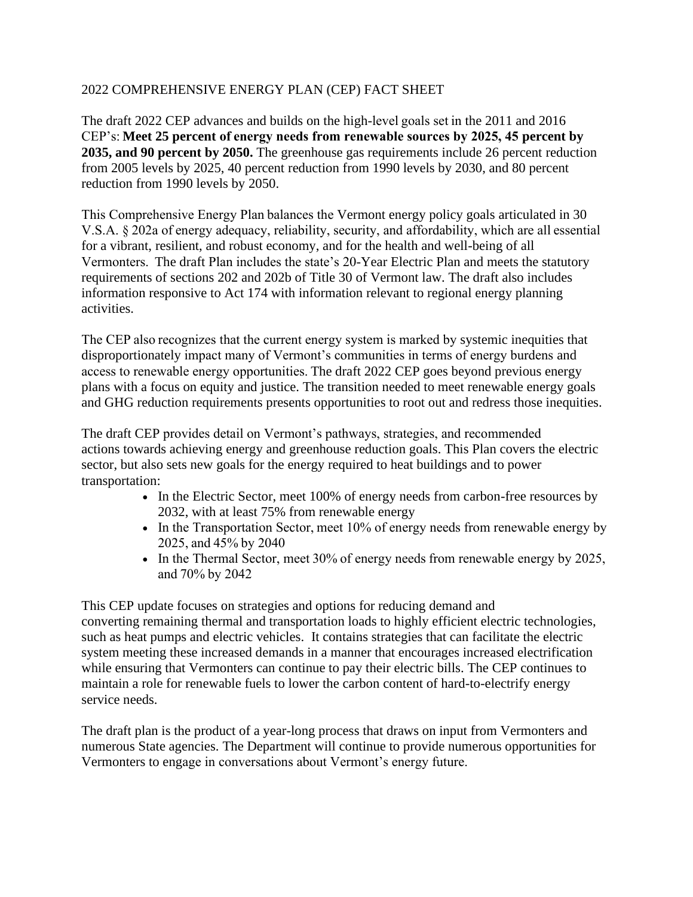# 2022 COMPREHENSIVE ENERGY PLAN (CEP) FACT SHEET

The draft 2022 CEP advances and builds on the high-level goals set in the 2011 and 2016 CEP's: **Meet 25 percent of energy needs from renewable sources by 2025, 45 percent by 2035, and 90 percent by 2050.** The greenhouse gas requirements include 26 percent reduction from 2005 levels by 2025, 40 percent reduction from 1990 levels by 2030, and 80 percent reduction from 1990 levels by 2050.

This Comprehensive Energy Plan balances the Vermont energy policy goals articulated in 30 V.S.A. § 202a of energy adequacy, reliability, security, and affordability, which are all essential for a vibrant, resilient, and robust economy, and for the health and well-being of all Vermonters. The draft Plan includes the state's 20-Year Electric Plan and meets the statutory requirements of sections 202 and 202b of Title 30 of Vermont law. The draft also includes information responsive to Act 174 with information relevant to regional energy planning activities.

The CEP also recognizes that the current energy system is marked by systemic inequities that disproportionately impact many of Vermont's communities in terms of energy burdens and access to renewable energy opportunities. The draft 2022 CEP goes beyond previous energy plans with a focus on equity and justice. The transition needed to meet renewable energy goals and GHG reduction requirements presents opportunities to root out and redress those inequities.

The draft CEP provides detail on Vermont's pathways, strategies, and recommended actions towards achieving energy and greenhouse reduction goals. This Plan covers the electric sector, but also sets new goals for the energy required to heat buildings and to power transportation:

- In the Electric Sector, meet 100% of energy needs from carbon-free resources by 2032, with at least 75% from renewable energy
- In the Transportation Sector, meet 10% of energy needs from renewable energy by 2025, and 45% by 2040
- In the Thermal Sector, meet 30% of energy needs from renewable energy by 2025, and 70% by 2042

This CEP update focuses on strategies and options for reducing demand and converting remaining thermal and transportation loads to highly efficient electric technologies, such as heat pumps and electric vehicles. It contains strategies that can facilitate the electric system meeting these increased demands in a manner that encourages increased electrification while ensuring that Vermonters can continue to pay their electric bills. The CEP continues to maintain a role for renewable fuels to lower the carbon content of hard-to-electrify energy service needs.

The draft plan is the product of a year-long process that draws on input from Vermonters and numerous State agencies. The Department will continue to provide numerous opportunities for Vermonters to engage in conversations about Vermont's energy future.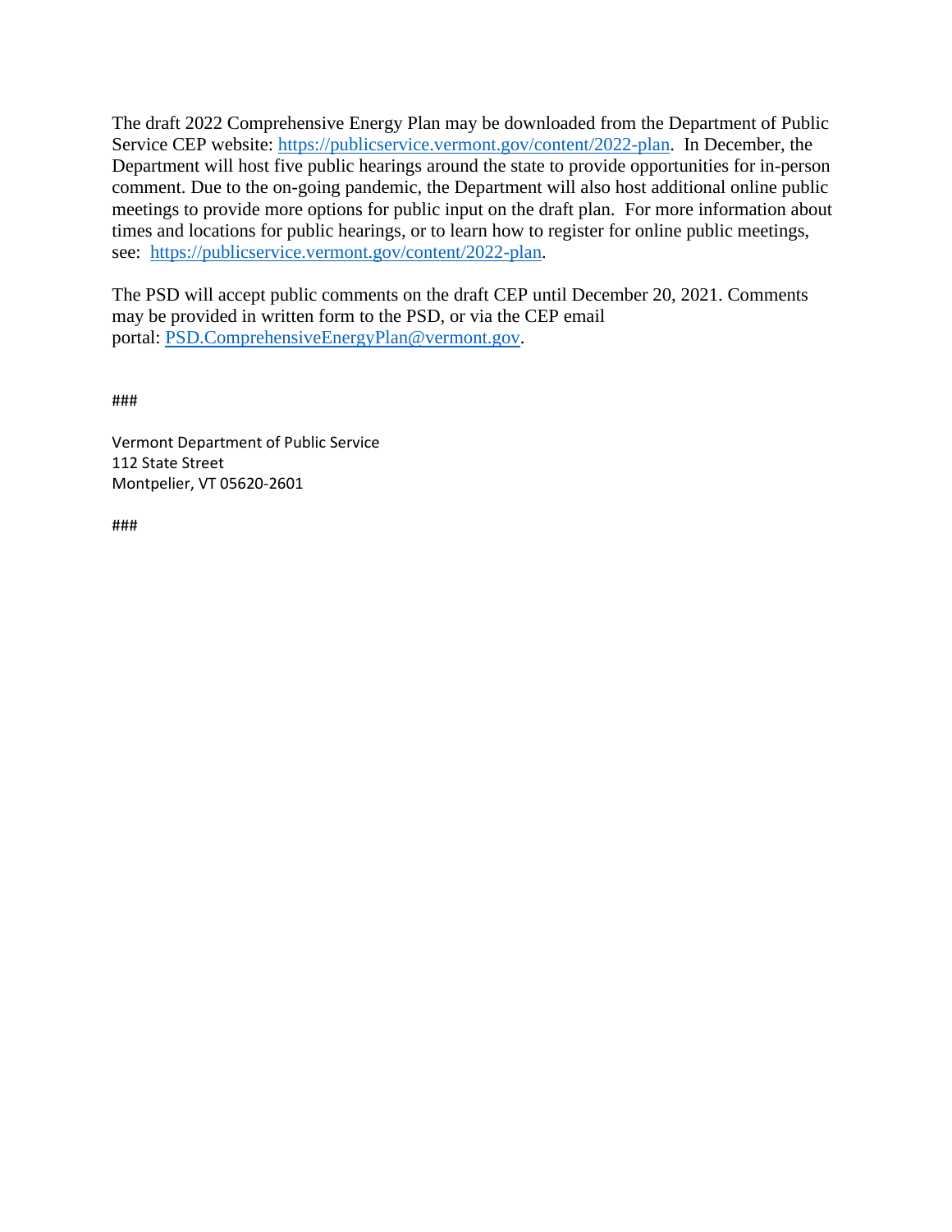The draft 2022 Comprehensive Energy Plan may be downloaded from the Department of Public Service CEP website: https://publicservice.vermont.gov/content/2022-plan. In December, the Department will host five public hearings around the state to provide opportunities for in-person comment. Due to the on-going pandemic, the Department will also host additional online public meetings to provide more options for public input on the draft plan. For more information about times and locations for public hearings, or to learn how to register for online public meetings, see: https://publicservice.vermont.gov/content/2022-plan.

The PSD will accept public comments on the draft CEP until December 20, 2021. Comments may be provided in written form to the PSD, or via the CEP email portal: PSD.ComprehensiveEnergyPlan@vermont.gov.

###

Vermont Department of Public Service
112 State Street
Montpelier, VT 05620-2601

###